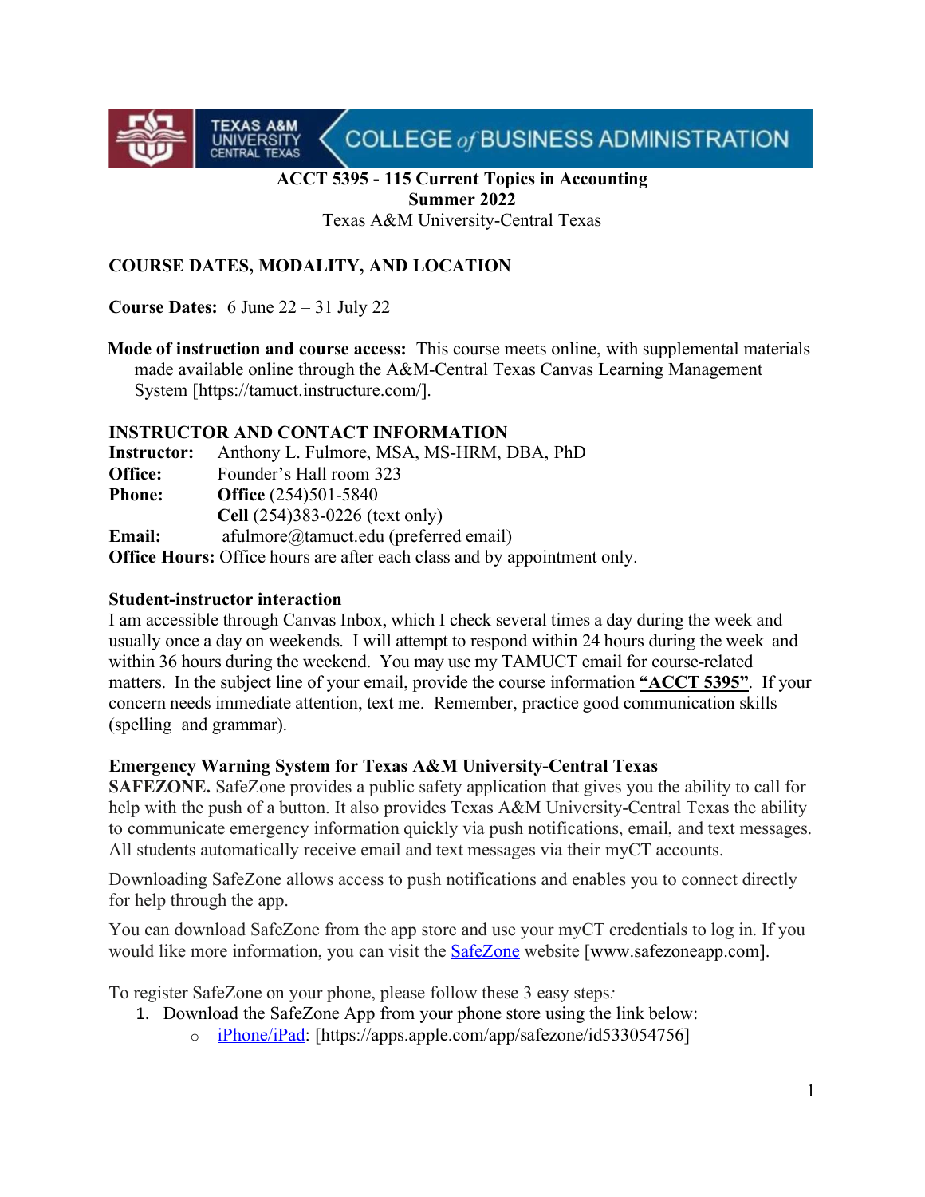**ACCT 5395 - 115 Current Topics in Accounting**
**Summer 2022**
Texas A&M University-Central Texas

## COURSE DATES, MODALITY, AND LOCATION

**Course Dates:** 6 June 22 – 31 July 22

**Mode of instruction and course access:** This course meets online, with supplemental materials made available online through the A&M-Central Texas Canvas Learning Management System [https://tamuct.instructure.com/].

## INSTRUCTOR AND CONTACT INFORMATION

**Instructor:** Anthony L. Fulmore, MSA, MS-HRM, DBA, PhD
**Office:** Founder's Hall room 323
**Phone:** **Office** (254)501-5840
**Cell** (254)383-0226 (text only)
**Email:** afulmore@tamuct.edu (preferred email)
**Office Hours:** Office hours are after each class and by appointment only.

### Student-instructor interaction

I am accessible through Canvas Inbox, which I check several times a day during the week and usually once a day on weekends. I will attempt to respond within 24 hours during the week and within 36 hours during the weekend. You may use my TAMUCT email for course-related matters. In the subject line of your email, provide the course information **"ACCT 5395"**. If your concern needs immediate attention, text me. Remember, practice good communication skills (spelling and grammar).

### Emergency Warning System for Texas A&M University-Central Texas

**SAFEZONE.** SafeZone provides a public safety application that gives you the ability to call for help with the push of a button. It also provides Texas A&M University-Central Texas the ability to communicate emergency information quickly via push notifications, email, and text messages. All students automatically receive email and text messages via their myCT accounts.

Downloading SafeZone allows access to push notifications and enables you to connect directly for help through the app.

You can download SafeZone from the app store and use your myCT credentials to log in. If you would like more information, you can visit the SafeZone website [www.safezoneapp.com].

To register SafeZone on your phone, please follow these 3 easy steps:

1. Download the SafeZone App from your phone store using the link below:
   - iPhone/iPad: [https://apps.apple.com/app/safezone/id533054756]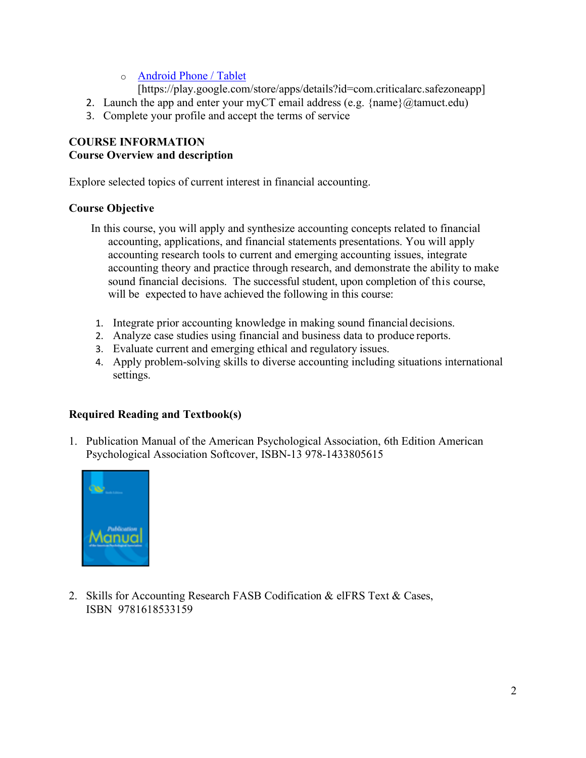- [Android Phone / Tablet](https://play.google.com/store/apps/details?id=com.criticalarc.safezoneapp)
  [https://play.google.com/store/apps/details?id=com.criticalarc.safezoneapp]

2. Launch the app and enter your myCT email address (e.g. {name}@tamuct.edu)
3. Complete your profile and accept the terms of service

## COURSE INFORMATION

### Course Overview and description

Explore selected topics of current interest in financial accounting.

### Course Objective

In this course, you will apply and synthesize accounting concepts related to financial accounting, applications, and financial statements presentations. You will apply accounting research tools to current and emerging accounting issues, integrate accounting theory and practice through research, and demonstrate the ability to make sound financial decisions. The successful student, upon completion of this course, will be expected to have achieved the following in this course:

1. Integrate prior accounting knowledge in making sound financial decisions.
2. Analyze case studies using financial and business data to produce reports.
3. Evaluate current and emerging ethical and regulatory issues.
4. Apply problem-solving skills to diverse accounting including situations international settings.

### Required Reading and Textbook(s)

1. Publication Manual of the American Psychological Association, 6th Edition American Psychological Association Softcover, ISBN-13 978-1433805615

2. Skills for Accounting Research FASB Codification & eIFRS Text & Cases, ISBN 9781618533159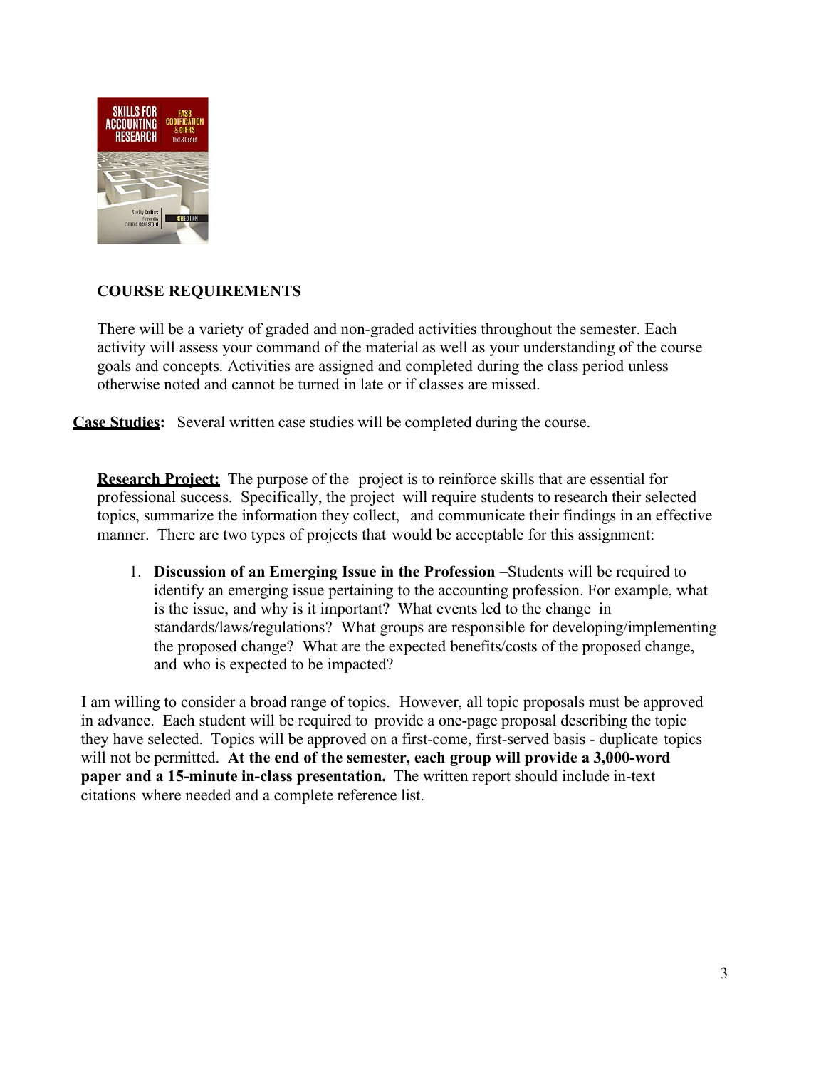## COURSE REQUIREMENTS

There will be a variety of graded and non-graded activities throughout the semester. Each activity will assess your command of the material as well as your understanding of the course goals and concepts. Activities are assigned and completed during the class period unless otherwise noted and cannot be turned in late or if classes are missed.

**Case Studies:** Several written case studies will be completed during the course.

**Research Project:** The purpose of the project is to reinforce skills that are essential for professional success. Specifically, the project will require students to research their selected topics, summarize the information they collect, and communicate their findings in an effective manner. There are two types of projects that would be acceptable for this assignment:

1. **Discussion of an Emerging Issue in the Profession** –Students will be required to identify an emerging issue pertaining to the accounting profession. For example, what is the issue, and why is it important? What events led to the change in standards/laws/regulations? What groups are responsible for developing/implementing the proposed change? What are the expected benefits/costs of the proposed change, and who is expected to be impacted?

I am willing to consider a broad range of topics. However, all topic proposals must be approved in advance. Each student will be required to provide a one-page proposal describing the topic they have selected. Topics will be approved on a first-come, first-served basis - duplicate topics will not be permitted. **At the end of the semester, each group will provide a 3,000-word paper and a 15-minute in-class presentation.** The written report should include in-text citations where needed and a complete reference list.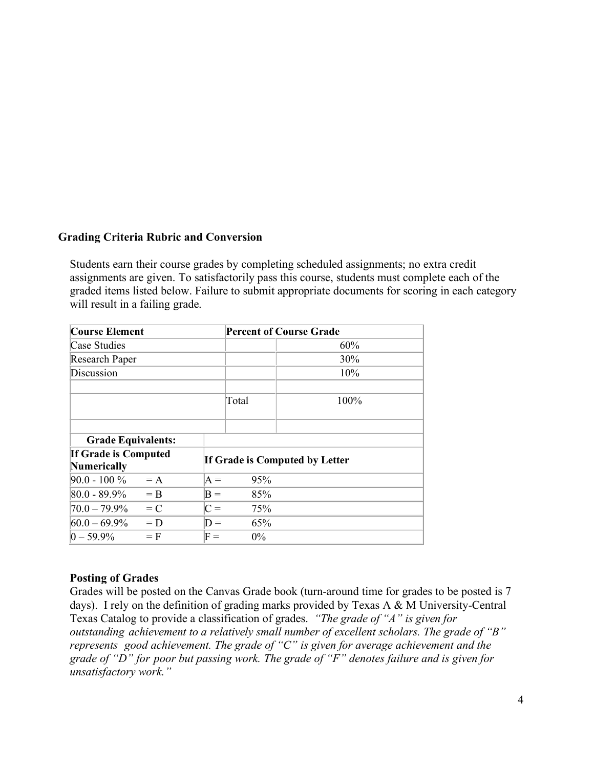### Grading Criteria Rubric and Conversion

Students earn their course grades by completing scheduled assignments; no extra credit assignments are given. To satisfactorily pass this course, students must complete each of the graded items listed below. Failure to submit appropriate documents for scoring in each category will result in a failing grade.

| Course Element | Percent of Course Grade | |
|---|---|---|
| Case Studies | | 60% |
| Research Paper | | 30% |
| Discussion | | 10% |
| | | |
| | Total | 100% |
| | | |

| Grade Equivalents: | | | |
|---|---|---|---|
| **If Grade is Computed Numerically** | | **If Grade is Computed by Letter** | |
| 90.0 - 100 % | = A | A = | 95% |
| 80.0 - 89.9% | = B | B = | 85% |
| 70.0 – 79.9% | = C | C = | 75% |
| 60.0 – 69.9% | = D | D = | 65% |
| 0 – 59.9% | = F | F = | 0% |

### Posting of Grades

Grades will be posted on the Canvas Grade book (turn-around time for grades to be posted is 7 days). I rely on the definition of grading marks provided by Texas A & M University-Central Texas Catalog to provide a classification of grades. *"The grade of "A" is given for outstanding achievement to a relatively small number of excellent scholars. The grade of "B" represents good achievement. The grade of "C" is given for average achievement and the grade of "D" for poor but passing work. The grade of "F" denotes failure and is given for unsatisfactory work."*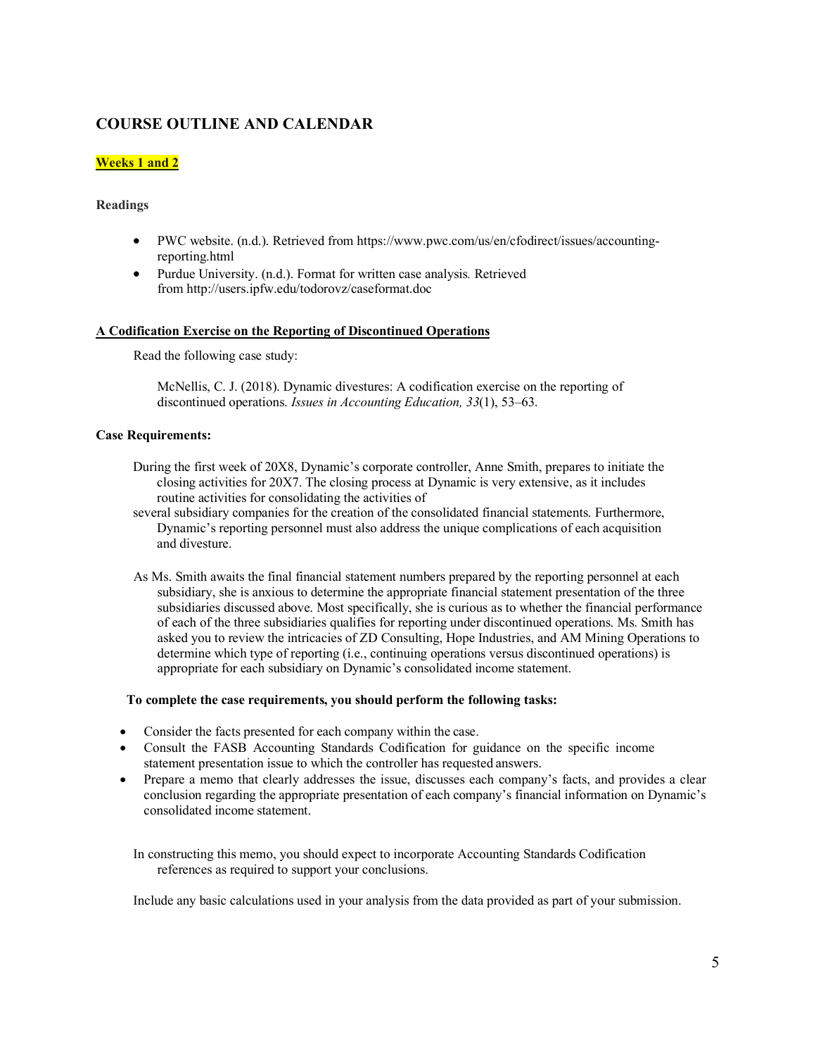## COURSE OUTLINE AND CALENDAR

### Weeks 1 and 2

**Readings**

- PWC website. (n.d.). Retrieved from https://www.pwc.com/us/en/cfodirect/issues/accounting-reporting.html
- Purdue University. (n.d.). Format for written case analysis. Retrieved from http://users.ipfw.edu/todorovz/caseformat.doc

**A Codification Exercise on the Reporting of Discontinued Operations**

Read the following case study:

McNellis, C. J. (2018). Dynamic divestures: A codification exercise on the reporting of discontinued operations. *Issues in Accounting Education, 33*(1), 53–63.

**Case Requirements:**

During the first week of 20X8, Dynamic's corporate controller, Anne Smith, prepares to initiate the closing activities for 20X7. The closing process at Dynamic is very extensive, as it includes routine activities for consolidating the activities of several subsidiary companies for the creation of the consolidated financial statements. Furthermore, Dynamic's reporting personnel must also address the unique complications of each acquisition and divesture.

As Ms. Smith awaits the final financial statement numbers prepared by the reporting personnel at each subsidiary, she is anxious to determine the appropriate financial statement presentation of the three subsidiaries discussed above. Most specifically, she is curious as to whether the financial performance of each of the three subsidiaries qualifies for reporting under discontinued operations. Ms. Smith has asked you to review the intricacies of ZD Consulting, Hope Industries, and AM Mining Operations to determine which type of reporting (i.e., continuing operations versus discontinued operations) is appropriate for each subsidiary on Dynamic's consolidated income statement.

**To complete the case requirements, you should perform the following tasks:**

- Consider the facts presented for each company within the case.
- Consult the FASB Accounting Standards Codification for guidance on the specific income statement presentation issue to which the controller has requested answers.
- Prepare a memo that clearly addresses the issue, discusses each company's facts, and provides a clear conclusion regarding the appropriate presentation of each company's financial information on Dynamic's consolidated income statement.

In constructing this memo, you should expect to incorporate Accounting Standards Codification references as required to support your conclusions.

Include any basic calculations used in your analysis from the data provided as part of your submission.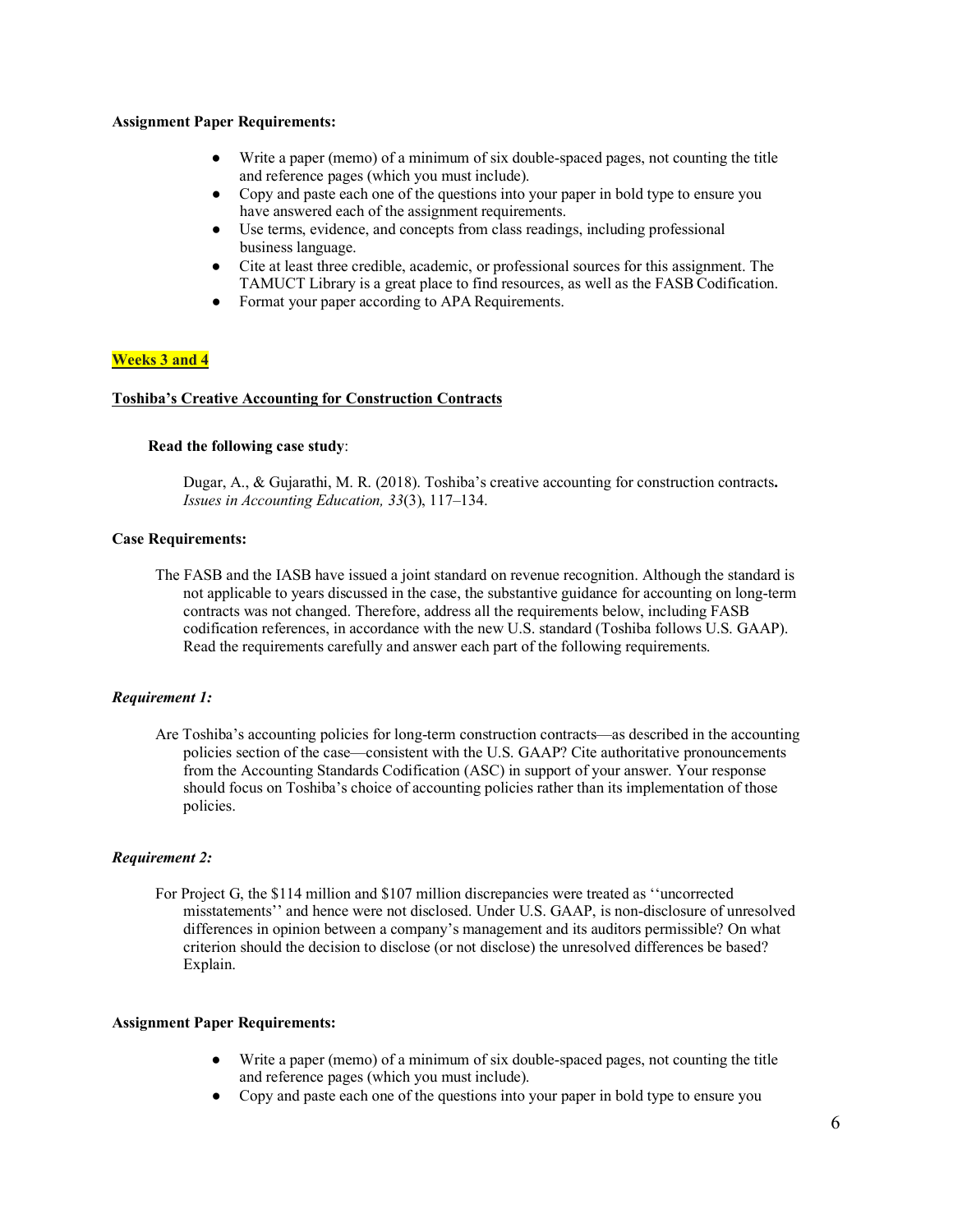**Assignment Paper Requirements:**

- Write a paper (memo) of a minimum of six double-spaced pages, not counting the title and reference pages (which you must include).
- Copy and paste each one of the questions into your paper in bold type to ensure you have answered each of the assignment requirements.
- Use terms, evidence, and concepts from class readings, including professional business language.
- Cite at least three credible, academic, or professional sources for this assignment. The TAMUCT Library is a great place to find resources, as well as the FASB Codification.
- Format your paper according to APA Requirements.

**Weeks 3 and 4**

**Toshiba's Creative Accounting for Construction Contracts**

**Read the following case study**:

Dugar, A., & Gujarathi, M. R. (2018). Toshiba's creative accounting for construction contracts**.** *Issues in Accounting Education, 33*(3), 117–134.

**Case Requirements:**

The FASB and the IASB have issued a joint standard on revenue recognition. Although the standard is not applicable to years discussed in the case, the substantive guidance for accounting on long-term contracts was not changed. Therefore, address all the requirements below, including FASB codification references, in accordance with the new U.S. standard (Toshiba follows U.S. GAAP). Read the requirements carefully and answer each part of the following requirements.

***Requirement 1:***

Are Toshiba's accounting policies for long-term construction contracts—as described in the accounting policies section of the case—consistent with the U.S. GAAP? Cite authoritative pronouncements from the Accounting Standards Codification (ASC) in support of your answer. Your response should focus on Toshiba's choice of accounting policies rather than its implementation of those policies.

***Requirement 2:***

For Project G, the $114 million and $107 million discrepancies were treated as ''uncorrected misstatements'' and hence were not disclosed. Under U.S. GAAP, is non-disclosure of unresolved differences in opinion between a company's management and its auditors permissible? On what criterion should the decision to disclose (or not disclose) the unresolved differences be based? Explain.

**Assignment Paper Requirements:**

- Write a paper (memo) of a minimum of six double-spaced pages, not counting the title and reference pages (which you must include).
- Copy and paste each one of the questions into your paper in bold type to ensure you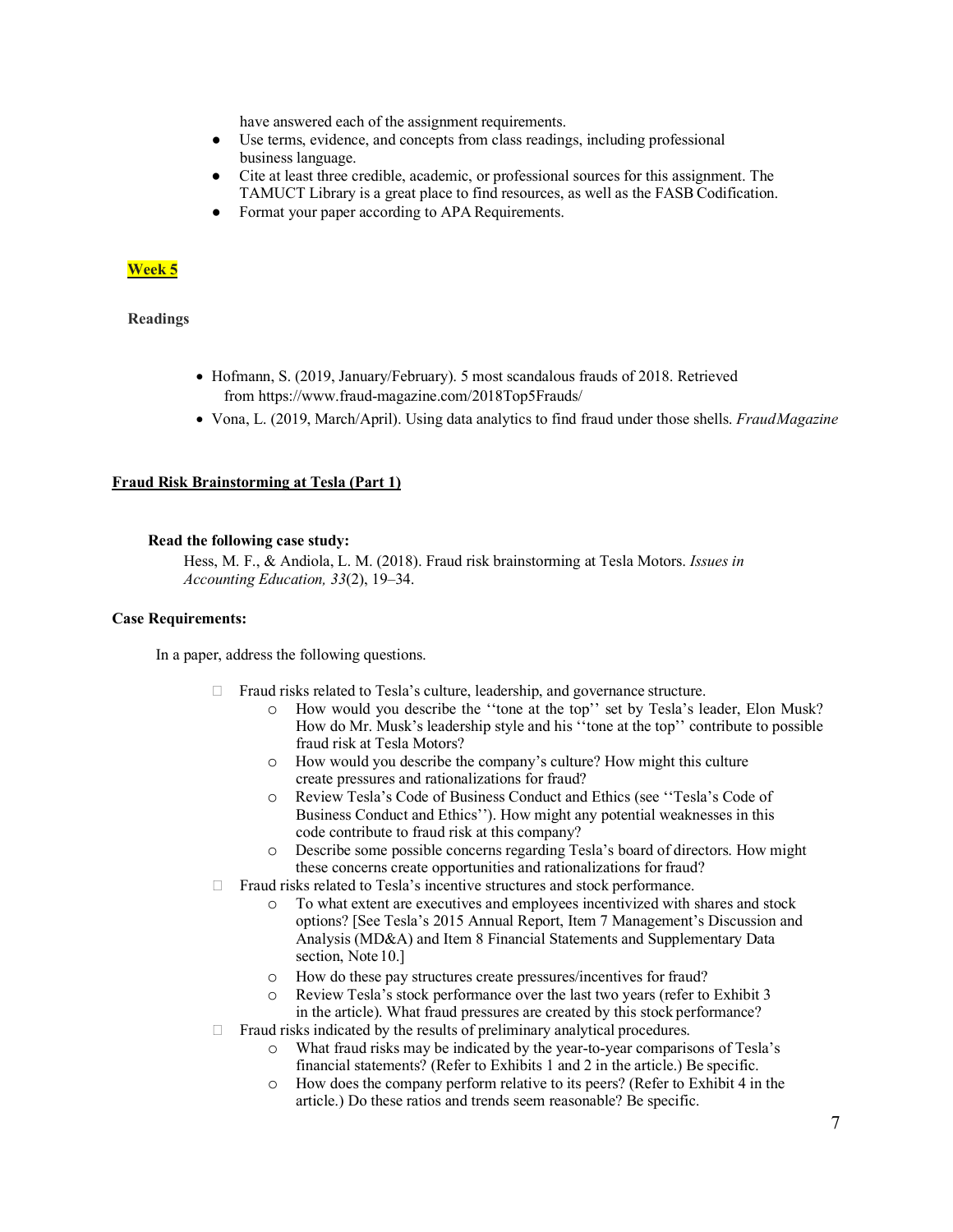have answered each of the assignment requirements.

- Use terms, evidence, and concepts from class readings, including professional business language.
- Cite at least three credible, academic, or professional sources for this assignment. The TAMUCT Library is a great place to find resources, as well as the FASB Codification.
- Format your paper according to APA Requirements.

**Week 5**

**Readings**

- Hofmann, S. (2019, January/February). 5 most scandalous frauds of 2018. Retrieved from https://www.fraud-magazine.com/2018Top5Frauds/
- Vona, L. (2019, March/April). Using data analytics to find fraud under those shells. *Fraud Magazine*

**Fraud Risk Brainstorming at Tesla (Part 1)**

**Read the following case study:**

Hess, M. F., & Andiola, L. M. (2018). Fraud risk brainstorming at Tesla Motors. *Issues in Accounting Education, 33*(2), 19–34.

**Case Requirements:**

In a paper, address the following questions.

- Fraud risks related to Tesla's culture, leadership, and governance structure.
  - How would you describe the ''tone at the top'' set by Tesla's leader, Elon Musk? How do Mr. Musk's leadership style and his ''tone at the top'' contribute to possible fraud risk at Tesla Motors?
  - How would you describe the company's culture? How might this culture create pressures and rationalizations for fraud?
  - Review Tesla's Code of Business Conduct and Ethics (see ''Tesla's Code of Business Conduct and Ethics''). How might any potential weaknesses in this code contribute to fraud risk at this company?
  - Describe some possible concerns regarding Tesla's board of directors. How might these concerns create opportunities and rationalizations for fraud?
- Fraud risks related to Tesla's incentive structures and stock performance.
  - To what extent are executives and employees incentivized with shares and stock options? [See Tesla's 2015 Annual Report, Item 7 Management's Discussion and Analysis (MD&A) and Item 8 Financial Statements and Supplementary Data section, Note 10.]
  - How do these pay structures create pressures/incentives for fraud?
  - Review Tesla's stock performance over the last two years (refer to Exhibit 3 in the article). What fraud pressures are created by this stock performance?
- Fraud risks indicated by the results of preliminary analytical procedures.
  - What fraud risks may be indicated by the year-to-year comparisons of Tesla's financial statements? (Refer to Exhibits 1 and 2 in the article.) Be specific.
  - How does the company perform relative to its peers? (Refer to Exhibit 4 in the article.) Do these ratios and trends seem reasonable? Be specific.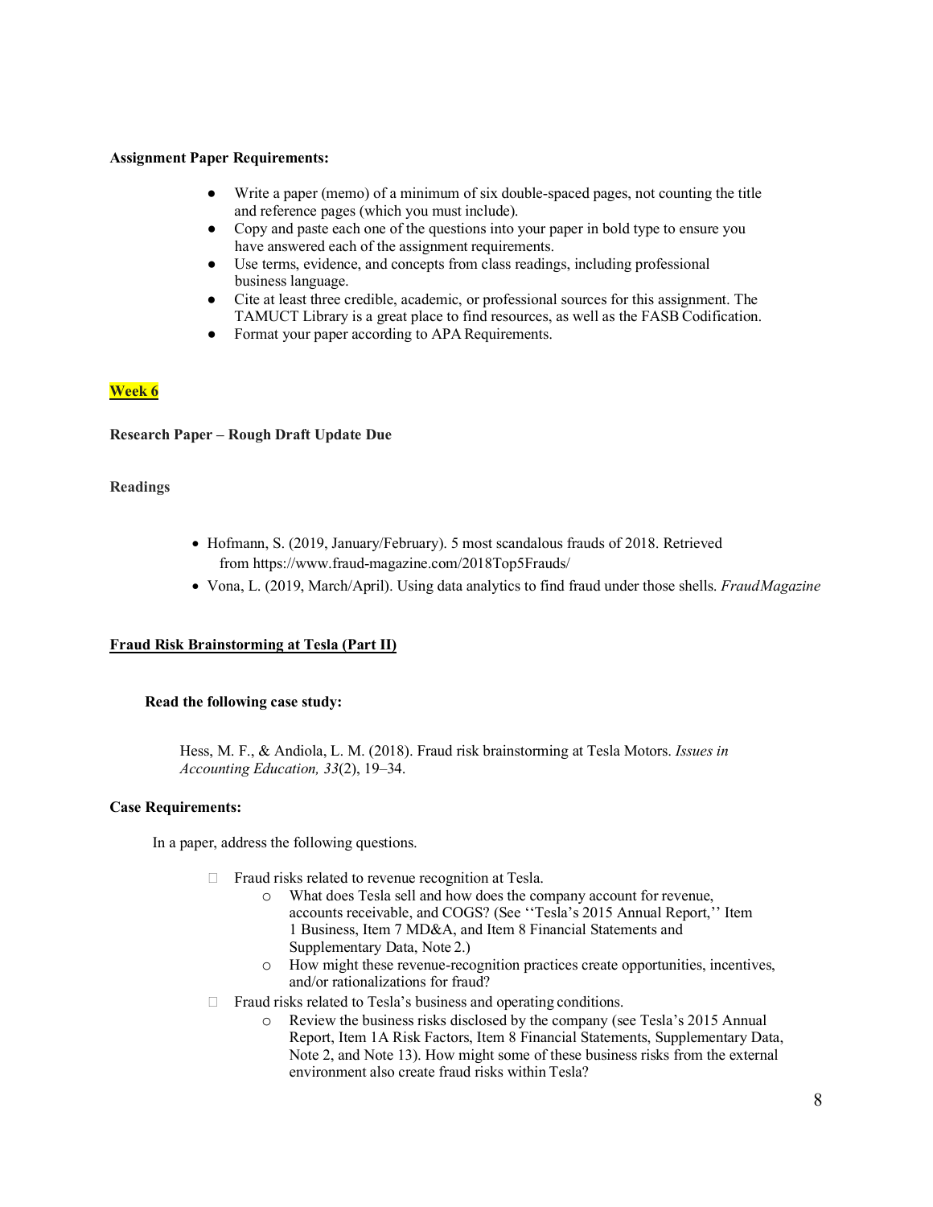**Assignment Paper Requirements:**

- Write a paper (memo) of a minimum of six double-spaced pages, not counting the title and reference pages (which you must include).
- Copy and paste each one of the questions into your paper in bold type to ensure you have answered each of the assignment requirements.
- Use terms, evidence, and concepts from class readings, including professional business language.
- Cite at least three credible, academic, or professional sources for this assignment. The TAMUCT Library is a great place to find resources, as well as the FASB Codification.
- Format your paper according to APA Requirements.

**Week 6**

**Research Paper – Rough Draft Update Due**

**Readings**

- Hofmann, S. (2019, January/February). 5 most scandalous frauds of 2018. Retrieved from https://www.fraud-magazine.com/2018Top5Frauds/
- Vona, L. (2019, March/April). Using data analytics to find fraud under those shells. *Fraud Magazine*

**Fraud Risk Brainstorming at Tesla (Part II)**

**Read the following case study:**

Hess, M. F., & Andiola, L. M. (2018). Fraud risk brainstorming at Tesla Motors. *Issues in Accounting Education, 33*(2), 19–34.

**Case Requirements:**

In a paper, address the following questions.

- Fraud risks related to revenue recognition at Tesla.
  - What does Tesla sell and how does the company account for revenue, accounts receivable, and COGS? (See ''Tesla's 2015 Annual Report,'' Item 1 Business, Item 7 MD&A, and Item 8 Financial Statements and Supplementary Data, Note 2.)
  - How might these revenue-recognition practices create opportunities, incentives, and/or rationalizations for fraud?
- Fraud risks related to Tesla's business and operating conditions.
  - Review the business risks disclosed by the company (see Tesla's 2015 Annual Report, Item 1A Risk Factors, Item 8 Financial Statements, Supplementary Data, Note 2, and Note 13). How might some of these business risks from the external environment also create fraud risks within Tesla?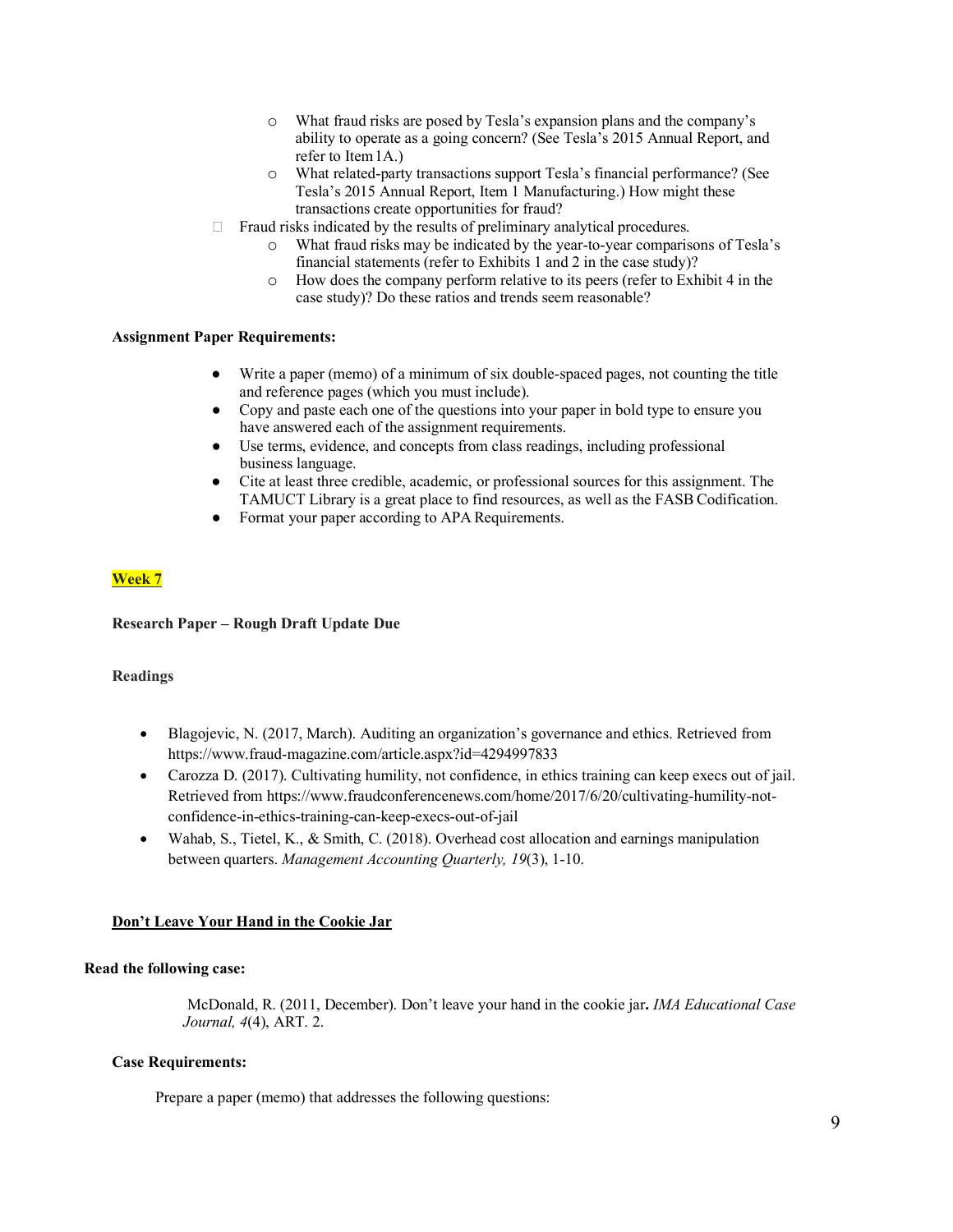- What fraud risks are posed by Tesla's expansion plans and the company's ability to operate as a going concern? (See Tesla's 2015 Annual Report, and refer to Item 1A.)
  - What related-party transactions support Tesla's financial performance? (See Tesla's 2015 Annual Report, Item 1 Manufacturing.) How might these transactions create opportunities for fraud?
- Fraud risks indicated by the results of preliminary analytical procedures.
  - What fraud risks may be indicated by the year-to-year comparisons of Tesla's financial statements (refer to Exhibits 1 and 2 in the case study)?
  - How does the company perform relative to its peers (refer to Exhibit 4 in the case study)? Do these ratios and trends seem reasonable?

**Assignment Paper Requirements:**

- Write a paper (memo) of a minimum of six double-spaced pages, not counting the title and reference pages (which you must include).
- Copy and paste each one of the questions into your paper in bold type to ensure you have answered each of the assignment requirements.
- Use terms, evidence, and concepts from class readings, including professional business language.
- Cite at least three credible, academic, or professional sources for this assignment. The TAMUCT Library is a great place to find resources, as well as the FASB Codification.
- Format your paper according to APA Requirements.

**Week 7**

**Research Paper – Rough Draft Update Due**

**Readings**

- Blagojevic, N. (2017, March). Auditing an organization's governance and ethics. Retrieved from https://www.fraud-magazine.com/article.aspx?id=4294997833
- Carozza D. (2017). Cultivating humility, not confidence, in ethics training can keep execs out of jail. Retrieved from https://www.fraudconferencenews.com/home/2017/6/20/cultivating-humility-not-confidence-in-ethics-training-can-keep-execs-out-of-jail
- Wahab, S., Tietel, K., & Smith, C. (2018). Overhead cost allocation and earnings manipulation between quarters. *Management Accounting Quarterly, 19*(3), 1-10.

**Don't Leave Your Hand in the Cookie Jar**

**Read the following case:**

McDonald, R. (2011, December). Don't leave your hand in the cookie jar**.** *IMA Educational Case Journal, 4*(4), ART. 2.

**Case Requirements:**

Prepare a paper (memo) that addresses the following questions: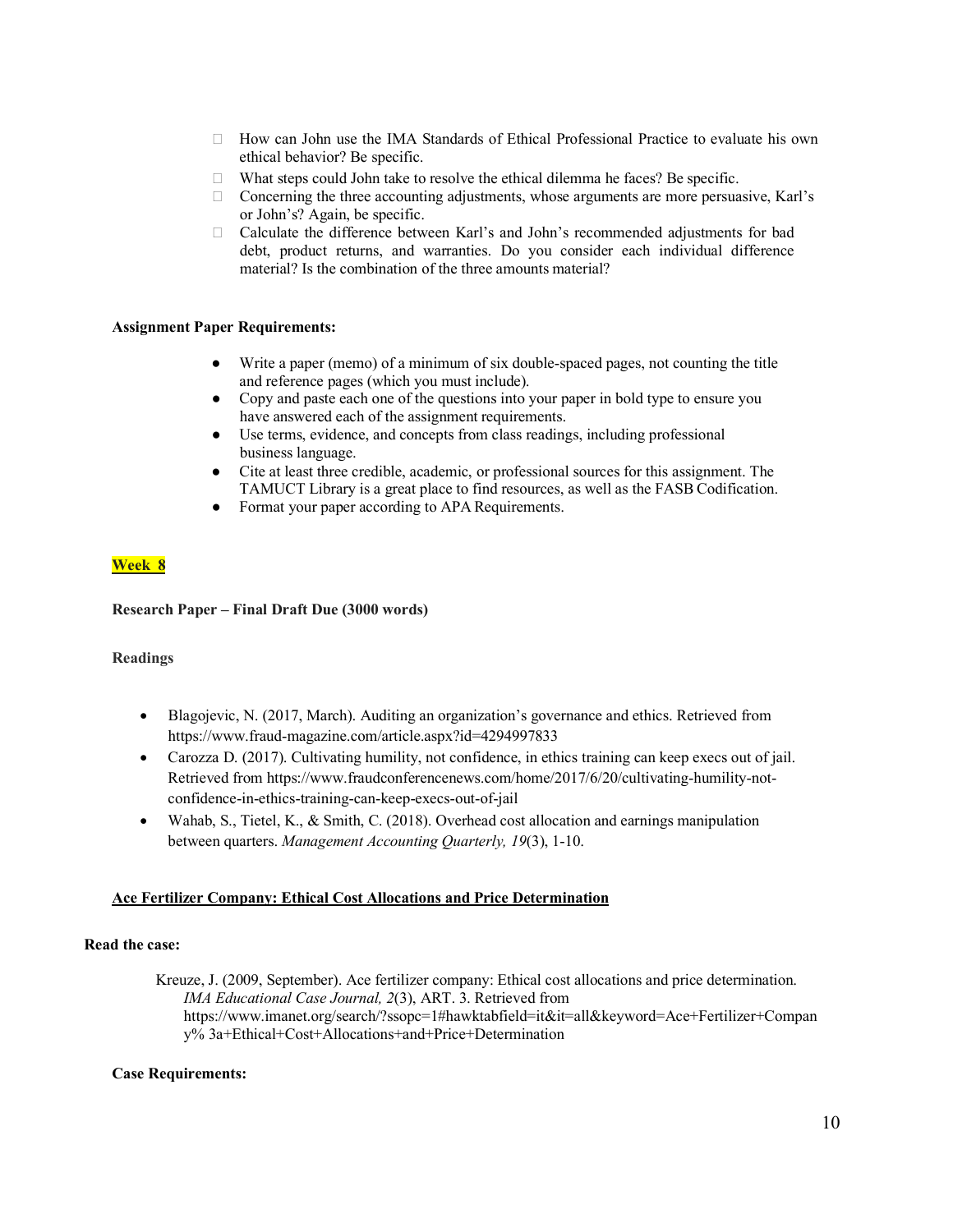- How can John use the IMA Standards of Ethical Professional Practice to evaluate his own ethical behavior? Be specific.
- What steps could John take to resolve the ethical dilemma he faces? Be specific.
- Concerning the three accounting adjustments, whose arguments are more persuasive, Karl's or John's? Again, be specific.
- Calculate the difference between Karl's and John's recommended adjustments for bad debt, product returns, and warranties. Do you consider each individual difference material? Is the combination of the three amounts material?

**Assignment Paper Requirements:**

- Write a paper (memo) of a minimum of six double-spaced pages, not counting the title and reference pages (which you must include).
- Copy and paste each one of the questions into your paper in bold type to ensure you have answered each of the assignment requirements.
- Use terms, evidence, and concepts from class readings, including professional business language.
- Cite at least three credible, academic, or professional sources for this assignment. The TAMUCT Library is a great place to find resources, as well as the FASB Codification.
- Format your paper according to APA Requirements.

**Week 8**

**Research Paper – Final Draft Due (3000 words)**

**Readings**

- Blagojevic, N. (2017, March). Auditing an organization's governance and ethics. Retrieved from https://www.fraud-magazine.com/article.aspx?id=4294997833
- Carozza D. (2017). Cultivating humility, not confidence, in ethics training can keep execs out of jail. Retrieved from https://www.fraudconferencenews.com/home/2017/6/20/cultivating-humility-not-confidence-in-ethics-training-can-keep-execs-out-of-jail
- Wahab, S., Tietel, K., & Smith, C. (2018). Overhead cost allocation and earnings manipulation between quarters. *Management Accounting Quarterly, 19*(3), 1-10.

**Ace Fertilizer Company: Ethical Cost Allocations and Price Determination**

**Read the case:**

Kreuze, J. (2009, September). Ace fertilizer company: Ethical cost allocations and price determination. *IMA Educational Case Journal, 2*(3), ART. 3. Retrieved from https://www.imanet.org/search/?ssopc=1#hawktabfield=it&it=all&keyword=Ace+Fertilizer+Company% 3a+Ethical+Cost+Allocations+and+Price+Determination

**Case Requirements:**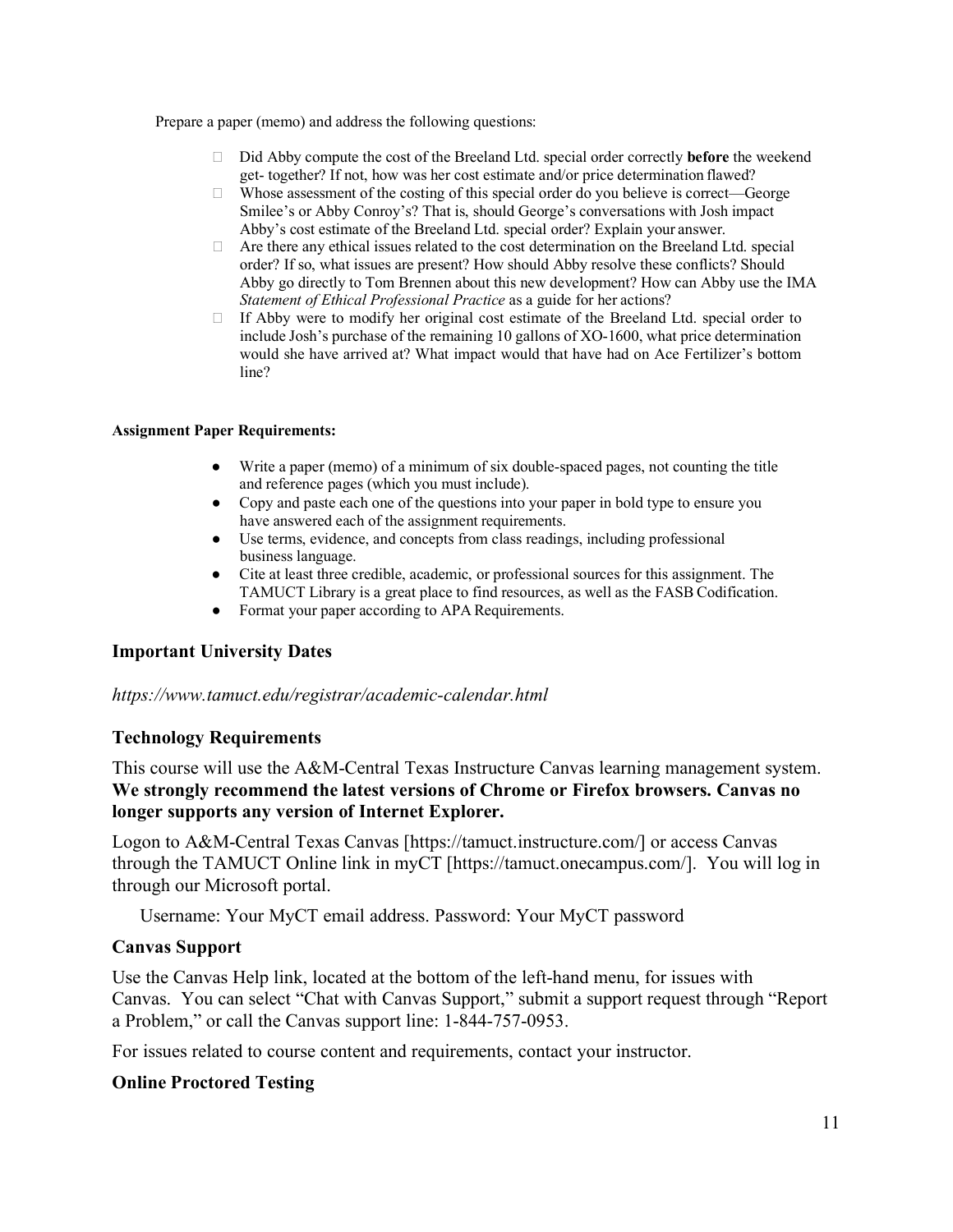Prepare a paper (memo) and address the following questions:

- Did Abby compute the cost of the Breeland Ltd. special order correctly **before** the weekend get- together? If not, how was her cost estimate and/or price determination flawed?
- Whose assessment of the costing of this special order do you believe is correct—George Smilee's or Abby Conroy's? That is, should George's conversations with Josh impact Abby's cost estimate of the Breeland Ltd. special order? Explain your answer.
- Are there any ethical issues related to the cost determination on the Breeland Ltd. special order? If so, what issues are present? How should Abby resolve these conflicts? Should Abby go directly to Tom Brennen about this new development? How can Abby use the IMA *Statement of Ethical Professional Practice* as a guide for her actions?
- If Abby were to modify her original cost estimate of the Breeland Ltd. special order to include Josh's purchase of the remaining 10 gallons of XO-1600, what price determination would she have arrived at? What impact would that have had on Ace Fertilizer's bottom line?

**Assignment Paper Requirements:**

- Write a paper (memo) of a minimum of six double-spaced pages, not counting the title and reference pages (which you must include).
- Copy and paste each one of the questions into your paper in bold type to ensure you have answered each of the assignment requirements.
- Use terms, evidence, and concepts from class readings, including professional business language.
- Cite at least three credible, academic, or professional sources for this assignment. The TAMUCT Library is a great place to find resources, as well as the FASB Codification.
- Format your paper according to APA Requirements.

### Important University Dates

*https://www.tamuct.edu/registrar/academic-calendar.html*

### Technology Requirements

This course will use the A&M-Central Texas Instructure Canvas learning management system. **We strongly recommend the latest versions of Chrome or Firefox browsers. Canvas no longer supports any version of Internet Explorer.**

Logon to A&M-Central Texas Canvas [https://tamuct.instructure.com/] or access Canvas through the TAMUCT Online link in myCT [https://tamuct.onecampus.com/]. You will log in through our Microsoft portal.

Username: Your MyCT email address. Password: Your MyCT password

### Canvas Support

Use the Canvas Help link, located at the bottom of the left-hand menu, for issues with Canvas. You can select "Chat with Canvas Support," submit a support request through "Report a Problem," or call the Canvas support line: 1-844-757-0953.

For issues related to course content and requirements, contact your instructor.

### Online Proctored Testing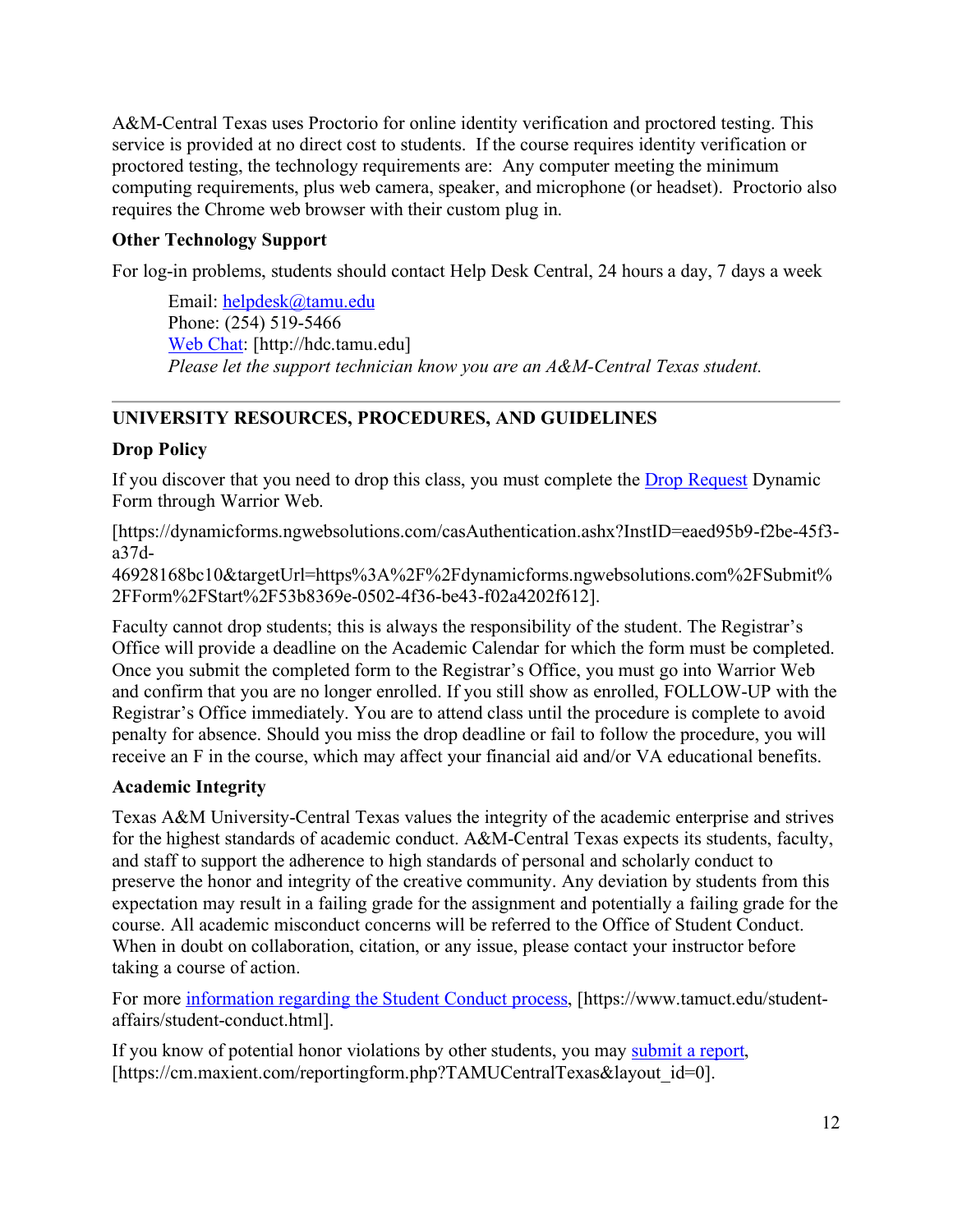A&M-Central Texas uses Proctorio for online identity verification and proctored testing. This service is provided at no direct cost to students. If the course requires identity verification or proctored testing, the technology requirements are: Any computer meeting the minimum computing requirements, plus web camera, speaker, and microphone (or headset). Proctorio also requires the Chrome web browser with their custom plug in.

### Other Technology Support

For log-in problems, students should contact Help Desk Central, 24 hours a day, 7 days a week

> Email: helpdesk@tamu.edu
> Phone: (254) 519-5466
> Web Chat: [http://hdc.tamu.edu]
> *Please let the support technician know you are an A&M-Central Texas student.*

---

## UNIVERSITY RESOURCES, PROCEDURES, AND GUIDELINES

### Drop Policy

If you discover that you need to drop this class, you must complete the Drop Request Dynamic Form through Warrior Web.

[https://dynamicforms.ngwebsolutions.com/casAuthentication.ashx?InstID=eaed95b9-f2be-45f3-a37d-46928168bc10&targetUrl=https%3A%2F%2Fdynamicforms.ngwebsolutions.com%2FSubmit%2FForm%2FStart%2F53b8369e-0502-4f36-be43-f02a4202f612].

Faculty cannot drop students; this is always the responsibility of the student. The Registrar's Office will provide a deadline on the Academic Calendar for which the form must be completed. Once you submit the completed form to the Registrar's Office, you must go into Warrior Web and confirm that you are no longer enrolled. If you still show as enrolled, FOLLOW-UP with the Registrar's Office immediately. You are to attend class until the procedure is complete to avoid penalty for absence. Should you miss the drop deadline or fail to follow the procedure, you will receive an F in the course, which may affect your financial aid and/or VA educational benefits.

### Academic Integrity

Texas A&M University-Central Texas values the integrity of the academic enterprise and strives for the highest standards of academic conduct. A&M-Central Texas expects its students, faculty, and staff to support the adherence to high standards of personal and scholarly conduct to preserve the honor and integrity of the creative community. Any deviation by students from this expectation may result in a failing grade for the assignment and potentially a failing grade for the course. All academic misconduct concerns will be referred to the Office of Student Conduct. When in doubt on collaboration, citation, or any issue, please contact your instructor before taking a course of action.

For more information regarding the Student Conduct process, [https://www.tamuct.edu/student-affairs/student-conduct.html].

If you know of potential honor violations by other students, you may submit a report, [https://cm.maxient.com/reportingform.php?TAMUCentralTexas&layout_id=0].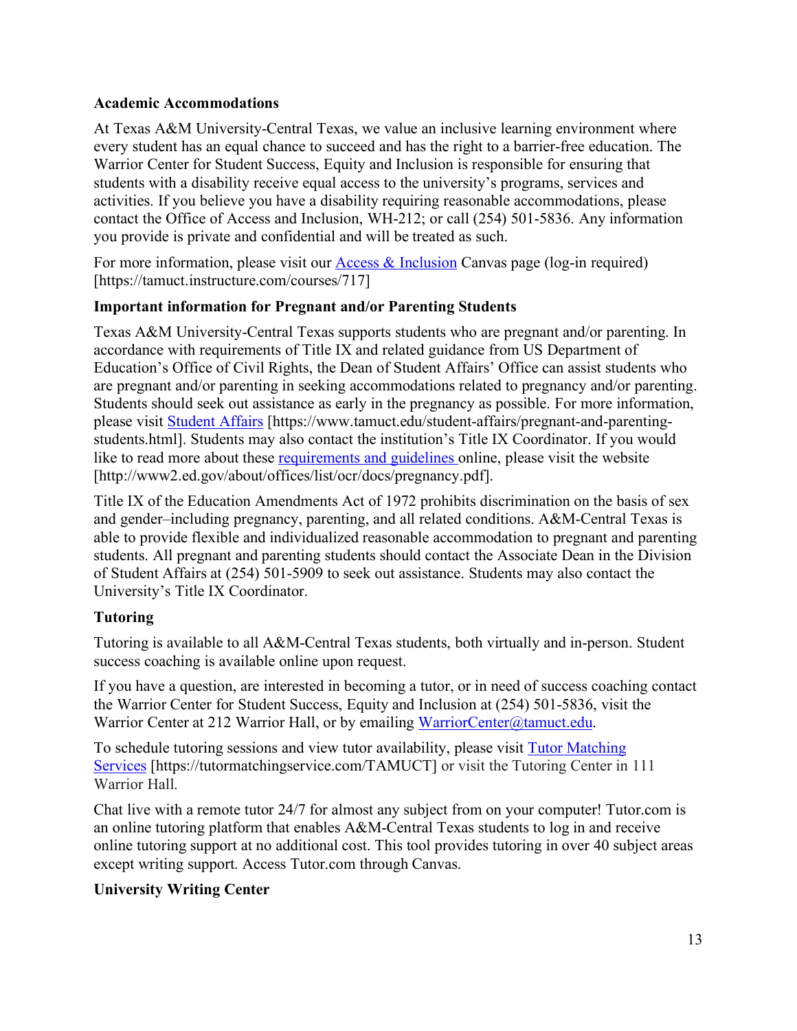**Academic Accommodations**

At Texas A&M University-Central Texas, we value an inclusive learning environment where every student has an equal chance to succeed and has the right to a barrier-free education. The Warrior Center for Student Success, Equity and Inclusion is responsible for ensuring that students with a disability receive equal access to the university's programs, services and activities. If you believe you have a disability requiring reasonable accommodations, please contact the Office of Access and Inclusion, WH-212; or call (254) 501-5836. Any information you provide is private and confidential and will be treated as such.

For more information, please visit our Access & Inclusion Canvas page (log-in required) [https://tamuct.instructure.com/courses/717]

**Important information for Pregnant and/or Parenting Students**

Texas A&M University-Central Texas supports students who are pregnant and/or parenting. In accordance with requirements of Title IX and related guidance from US Department of Education's Office of Civil Rights, the Dean of Student Affairs' Office can assist students who are pregnant and/or parenting in seeking accommodations related to pregnancy and/or parenting. Students should seek out assistance as early in the pregnancy as possible. For more information, please visit Student Affairs [https://www.tamuct.edu/student-affairs/pregnant-and-parenting-students.html]. Students may also contact the institution's Title IX Coordinator. If you would like to read more about these requirements and guidelines online, please visit the website [http://www2.ed.gov/about/offices/list/ocr/docs/pregnancy.pdf].

Title IX of the Education Amendments Act of 1972 prohibits discrimination on the basis of sex and gender–including pregnancy, parenting, and all related conditions. A&M-Central Texas is able to provide flexible and individualized reasonable accommodation to pregnant and parenting students. All pregnant and parenting students should contact the Associate Dean in the Division of Student Affairs at (254) 501-5909 to seek out assistance. Students may also contact the University's Title IX Coordinator.

**Tutoring**

Tutoring is available to all A&M-Central Texas students, both virtually and in-person. Student success coaching is available online upon request.

If you have a question, are interested in becoming a tutor, or in need of success coaching contact the Warrior Center for Student Success, Equity and Inclusion at (254) 501-5836, visit the Warrior Center at 212 Warrior Hall, or by emailing WarriorCenter@tamuct.edu.

To schedule tutoring sessions and view tutor availability, please visit Tutor Matching Services [https://tutormatchingservice.com/TAMUCT] or visit the Tutoring Center in 111 Warrior Hall.

Chat live with a remote tutor 24/7 for almost any subject from on your computer! Tutor.com is an online tutoring platform that enables A&M-Central Texas students to log in and receive online tutoring support at no additional cost. This tool provides tutoring in over 40 subject areas except writing support. Access Tutor.com through Canvas.

**University Writing Center**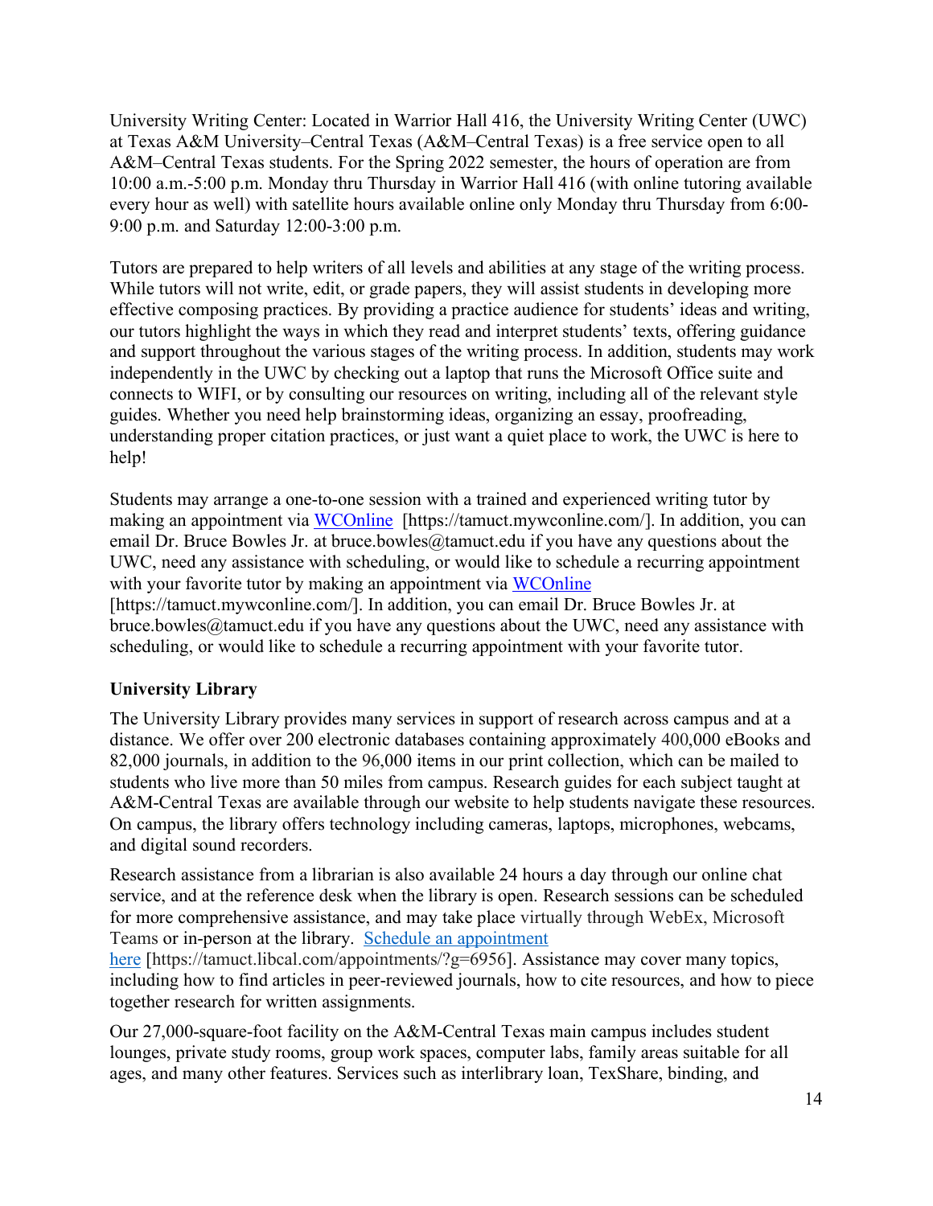University Writing Center: Located in Warrior Hall 416, the University Writing Center (UWC) at Texas A&M University–Central Texas (A&M–Central Texas) is a free service open to all A&M–Central Texas students. For the Spring 2022 semester, the hours of operation are from 10:00 a.m.-5:00 p.m. Monday thru Thursday in Warrior Hall 416 (with online tutoring available every hour as well) with satellite hours available online only Monday thru Thursday from 6:00-9:00 p.m. and Saturday 12:00-3:00 p.m.

Tutors are prepared to help writers of all levels and abilities at any stage of the writing process. While tutors will not write, edit, or grade papers, they will assist students in developing more effective composing practices. By providing a practice audience for students' ideas and writing, our tutors highlight the ways in which they read and interpret students' texts, offering guidance and support throughout the various stages of the writing process. In addition, students may work independently in the UWC by checking out a laptop that runs the Microsoft Office suite and connects to WIFI, or by consulting our resources on writing, including all of the relevant style guides. Whether you need help brainstorming ideas, organizing an essay, proofreading, understanding proper citation practices, or just want a quiet place to work, the UWC is here to help!

Students may arrange a one-to-one session with a trained and experienced writing tutor by making an appointment via [WCOnline](https://tamuct.mywconline.com/) [https://tamuct.mywconline.com/]. In addition, you can email Dr. Bruce Bowles Jr. at bruce.bowles@tamuct.edu if you have any questions about the UWC, need any assistance with scheduling, or would like to schedule a recurring appointment with your favorite tutor by making an appointment via [WCOnline](https://tamuct.mywconline.com/) [https://tamuct.mywconline.com/]. In addition, you can email Dr. Bruce Bowles Jr. at bruce.bowles@tamuct.edu if you have any questions about the UWC, need any assistance with scheduling, or would like to schedule a recurring appointment with your favorite tutor.

**University Library**

The University Library provides many services in support of research across campus and at a distance. We offer over 200 electronic databases containing approximately 400,000 eBooks and 82,000 journals, in addition to the 96,000 items in our print collection, which can be mailed to students who live more than 50 miles from campus. Research guides for each subject taught at A&M-Central Texas are available through our website to help students navigate these resources. On campus, the library offers technology including cameras, laptops, microphones, webcams, and digital sound recorders.

Research assistance from a librarian is also available 24 hours a day through our online chat service, and at the reference desk when the library is open. Research sessions can be scheduled for more comprehensive assistance, and may take place virtually through WebEx, Microsoft Teams or in-person at the library. [Schedule an appointment here](https://tamuct.libcal.com/appointments/?g=6956) [https://tamuct.libcal.com/appointments/?g=6956]. Assistance may cover many topics, including how to find articles in peer-reviewed journals, how to cite resources, and how to piece together research for written assignments.

Our 27,000-square-foot facility on the A&M-Central Texas main campus includes student lounges, private study rooms, group work spaces, computer labs, family areas suitable for all ages, and many other features. Services such as interlibrary loan, TexShare, binding, and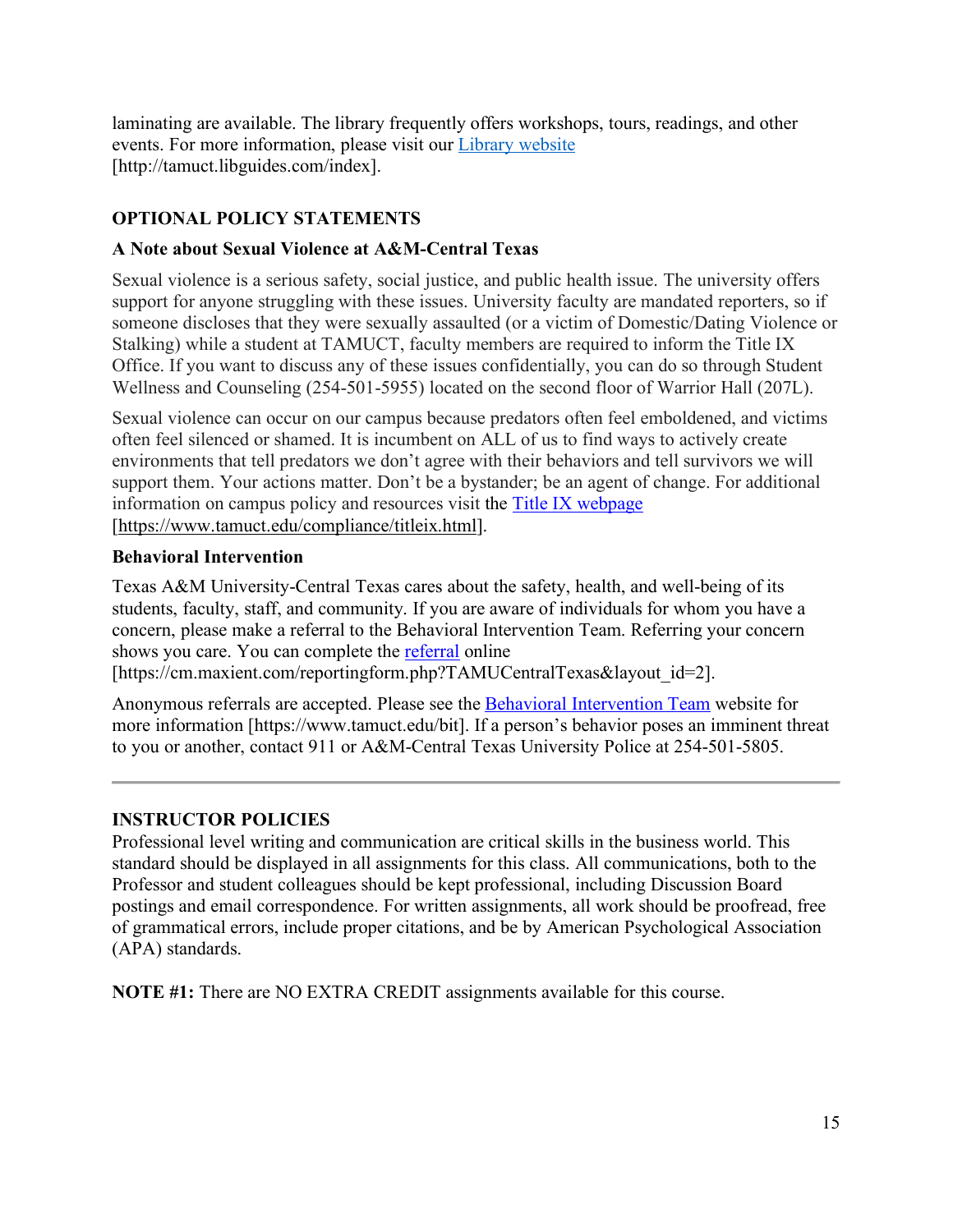laminating are available. The library frequently offers workshops, tours, readings, and other events. For more information, please visit our [Library website](http://tamuct.libguides.com/index) [http://tamuct.libguides.com/index].

## OPTIONAL POLICY STATEMENTS

### A Note about Sexual Violence at A&M-Central Texas

Sexual violence is a serious safety, social justice, and public health issue. The university offers support for anyone struggling with these issues. University faculty are mandated reporters, so if someone discloses that they were sexually assaulted (or a victim of Domestic/Dating Violence or Stalking) while a student at TAMUCT, faculty members are required to inform the Title IX Office. If you want to discuss any of these issues confidentially, you can do so through Student Wellness and Counseling (254-501-5955) located on the second floor of Warrior Hall (207L).

Sexual violence can occur on our campus because predators often feel emboldened, and victims often feel silenced or shamed. It is incumbent on ALL of us to find ways to actively create environments that tell predators we don't agree with their behaviors and tell survivors we will support them. Your actions matter. Don't be a bystander; be an agent of change. For additional information on campus policy and resources visit the [Title IX webpage](https://www.tamuct.edu/compliance/titleix.html) [https://www.tamuct.edu/compliance/titleix.html].

### Behavioral Intervention

Texas A&M University-Central Texas cares about the safety, health, and well-being of its students, faculty, staff, and community. If you are aware of individuals for whom you have a concern, please make a referral to the Behavioral Intervention Team. Referring your concern shows you care. You can complete the [referral](https://cm.maxient.com/reportingform.php?TAMUCentralTexas&layout_id=2) online [https://cm.maxient.com/reportingform.php?TAMUCentralTexas&layout_id=2].

Anonymous referrals are accepted. Please see the [Behavioral Intervention Team](https://www.tamuct.edu/bit) website for more information [https://www.tamuct.edu/bit]. If a person's behavior poses an imminent threat to you or another, contact 911 or A&M-Central Texas University Police at 254-501-5805.

---

## INSTRUCTOR POLICIES

Professional level writing and communication are critical skills in the business world. This standard should be displayed in all assignments for this class. All communications, both to the Professor and student colleagues should be kept professional, including Discussion Board postings and email correspondence. For written assignments, all work should be proofread, free of grammatical errors, include proper citations, and be by American Psychological Association (APA) standards.

**NOTE #1:** There are NO EXTRA CREDIT assignments available for this course.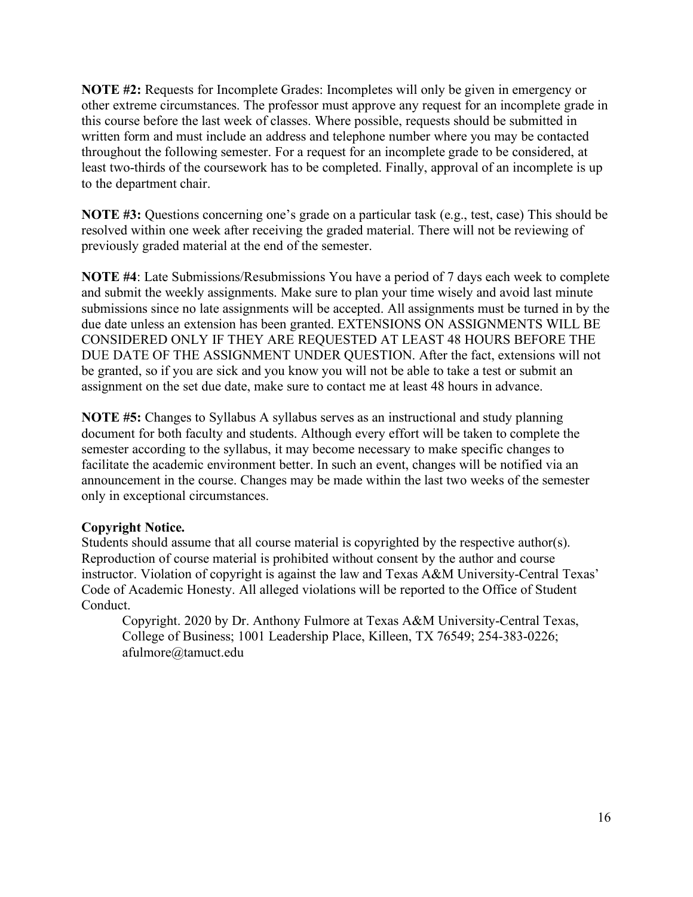**NOTE #2:** Requests for Incomplete Grades: Incompletes will only be given in emergency or other extreme circumstances. The professor must approve any request for an incomplete grade in this course before the last week of classes. Where possible, requests should be submitted in written form and must include an address and telephone number where you may be contacted throughout the following semester. For a request for an incomplete grade to be considered, at least two-thirds of the coursework has to be completed. Finally, approval of an incomplete is up to the department chair.

**NOTE #3:** Questions concerning one's grade on a particular task (e.g., test, case) This should be resolved within one week after receiving the graded material. There will not be reviewing of previously graded material at the end of the semester.

**NOTE #4**: Late Submissions/Resubmissions You have a period of 7 days each week to complete and submit the weekly assignments. Make sure to plan your time wisely and avoid last minute submissions since no late assignments will be accepted. All assignments must be turned in by the due date unless an extension has been granted. EXTENSIONS ON ASSIGNMENTS WILL BE CONSIDERED ONLY IF THEY ARE REQUESTED AT LEAST 48 HOURS BEFORE THE DUE DATE OF THE ASSIGNMENT UNDER QUESTION. After the fact, extensions will not be granted, so if you are sick and you know you will not be able to take a test or submit an assignment on the set due date, make sure to contact me at least 48 hours in advance.

**NOTE #5:** Changes to Syllabus A syllabus serves as an instructional and study planning document for both faculty and students. Although every effort will be taken to complete the semester according to the syllabus, it may become necessary to make specific changes to facilitate the academic environment better. In such an event, changes will be notified via an announcement in the course. Changes may be made within the last two weeks of the semester only in exceptional circumstances.

**Copyright Notice.**

Students should assume that all course material is copyrighted by the respective author(s). Reproduction of course material is prohibited without consent by the author and course instructor. Violation of copyright is against the law and Texas A&M University-Central Texas' Code of Academic Honesty. All alleged violations will be reported to the Office of Student Conduct.

> Copyright. 2020 by Dr. Anthony Fulmore at Texas A&M University-Central Texas, College of Business; 1001 Leadership Place, Killeen, TX 76549; 254-383-0226; afulmore@tamuct.edu